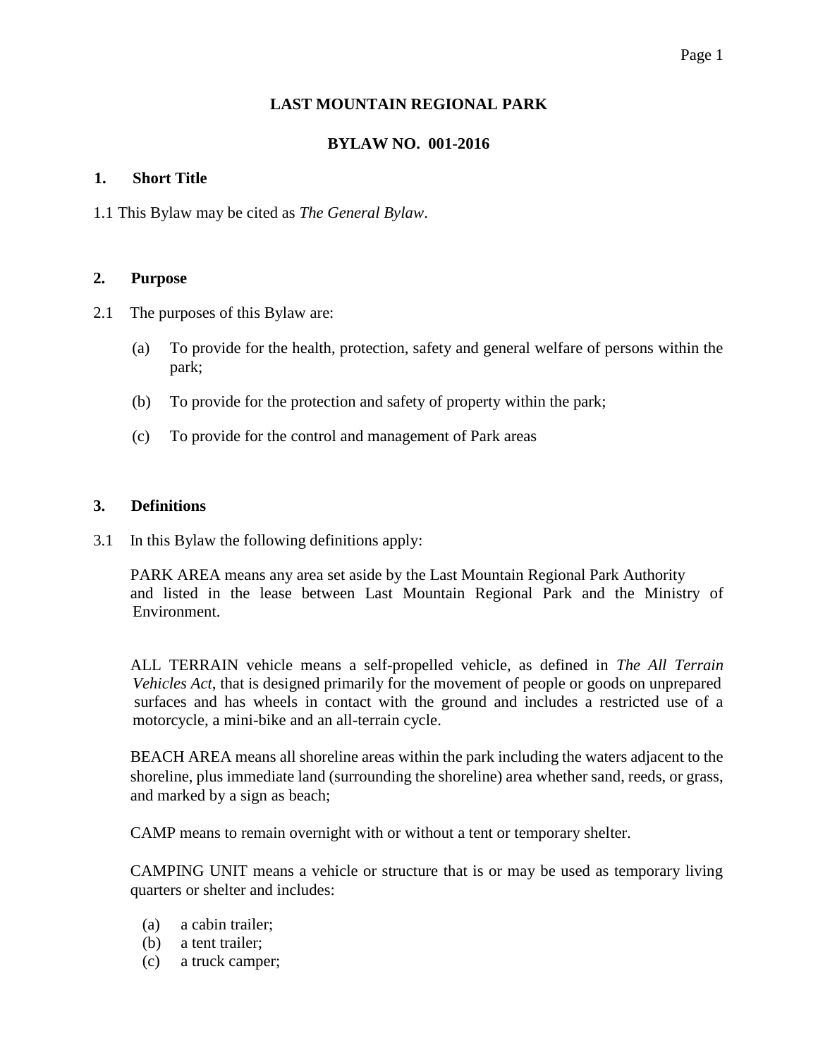# LAST MOUNTAIN REGIONAL PARK

## BYLAW NO. 001-2016

### 1. Short Title

1.1 This Bylaw may be cited as *The General Bylaw*.

### 2. Purpose

2.1 The purposes of this Bylaw are:

(a) To provide for the health, protection, safety and general welfare of persons within the park;

(b) To provide for the protection and safety of property within the park;

(c) To provide for the control and management of Park areas

### 3. Definitions

3.1 In this Bylaw the following definitions apply:

PARK AREA means any area set aside by the Last Mountain Regional Park Authority and listed in the lease between Last Mountain Regional Park and the Ministry of Environment.

ALL TERRAIN vehicle means a self-propelled vehicle, as defined in *The All Terrain Vehicles Act*, that is designed primarily for the movement of people or goods on unprepared surfaces and has wheels in contact with the ground and includes a restricted use of a motorcycle, a mini-bike and an all-terrain cycle.

BEACH AREA means all shoreline areas within the park including the waters adjacent to the shoreline, plus immediate land (surrounding the shoreline) area whether sand, reeds, or grass, and marked by a sign as beach;

CAMP means to remain overnight with or without a tent or temporary shelter.

CAMPING UNIT means a vehicle or structure that is or may be used as temporary living quarters or shelter and includes:

(a) a cabin trailer;
(b) a tent trailer;
(c) a truck camper;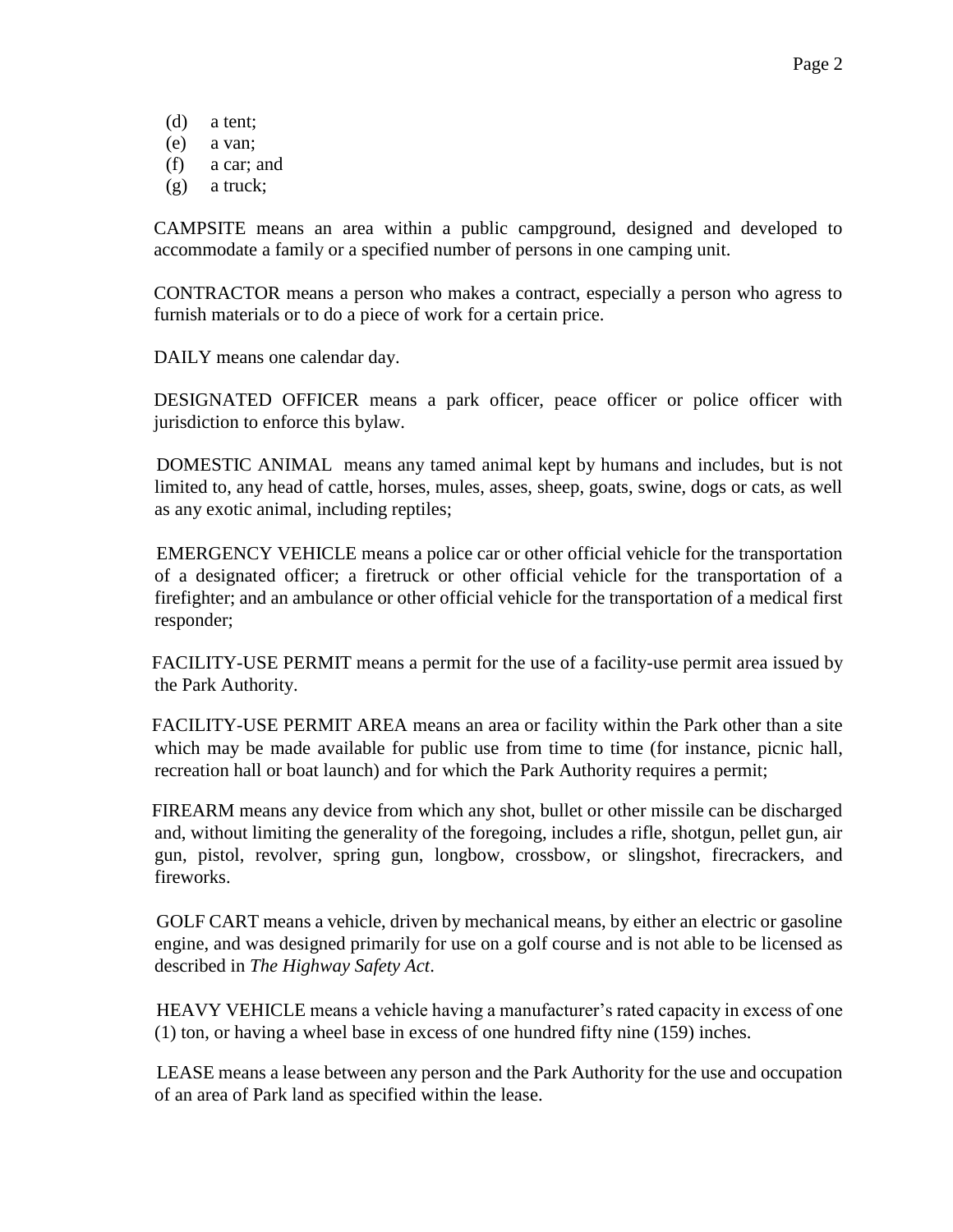(d) a tent;
(e) a van;
(f) a car; and
(g) a truck;

CAMPSITE means an area within a public campground, designed and developed to accommodate a family or a specified number of persons in one camping unit.

CONTRACTOR means a person who makes a contract, especially a person who agress to furnish materials or to do a piece of work for a certain price.

DAILY means one calendar day.

DESIGNATED OFFICER means a park officer, peace officer or police officer with jurisdiction to enforce this bylaw.

DOMESTIC ANIMAL means any tamed animal kept by humans and includes, but is not limited to, any head of cattle, horses, mules, asses, sheep, goats, swine, dogs or cats, as well as any exotic animal, including reptiles;

EMERGENCY VEHICLE means a police car or other official vehicle for the transportation of a designated officer; a firetruck or other official vehicle for the transportation of a firefighter; and an ambulance or other official vehicle for the transportation of a medical first responder;

FACILITY-USE PERMIT means a permit for the use of a facility-use permit area issued by the Park Authority.

FACILITY-USE PERMIT AREA means an area or facility within the Park other than a site which may be made available for public use from time to time (for instance, picnic hall, recreation hall or boat launch) and for which the Park Authority requires a permit;

FIREARM means any device from which any shot, bullet or other missile can be discharged and, without limiting the generality of the foregoing, includes a rifle, shotgun, pellet gun, air gun, pistol, revolver, spring gun, longbow, crossbow, or slingshot, firecrackers, and fireworks.

GOLF CART means a vehicle, driven by mechanical means, by either an electric or gasoline engine, and was designed primarily for use on a golf course and is not able to be licensed as described in *The Highway Safety Act*.

HEAVY VEHICLE means a vehicle having a manufacturer's rated capacity in excess of one (1) ton, or having a wheel base in excess of one hundred fifty nine (159) inches.

LEASE means a lease between any person and the Park Authority for the use and occupation of an area of Park land as specified within the lease.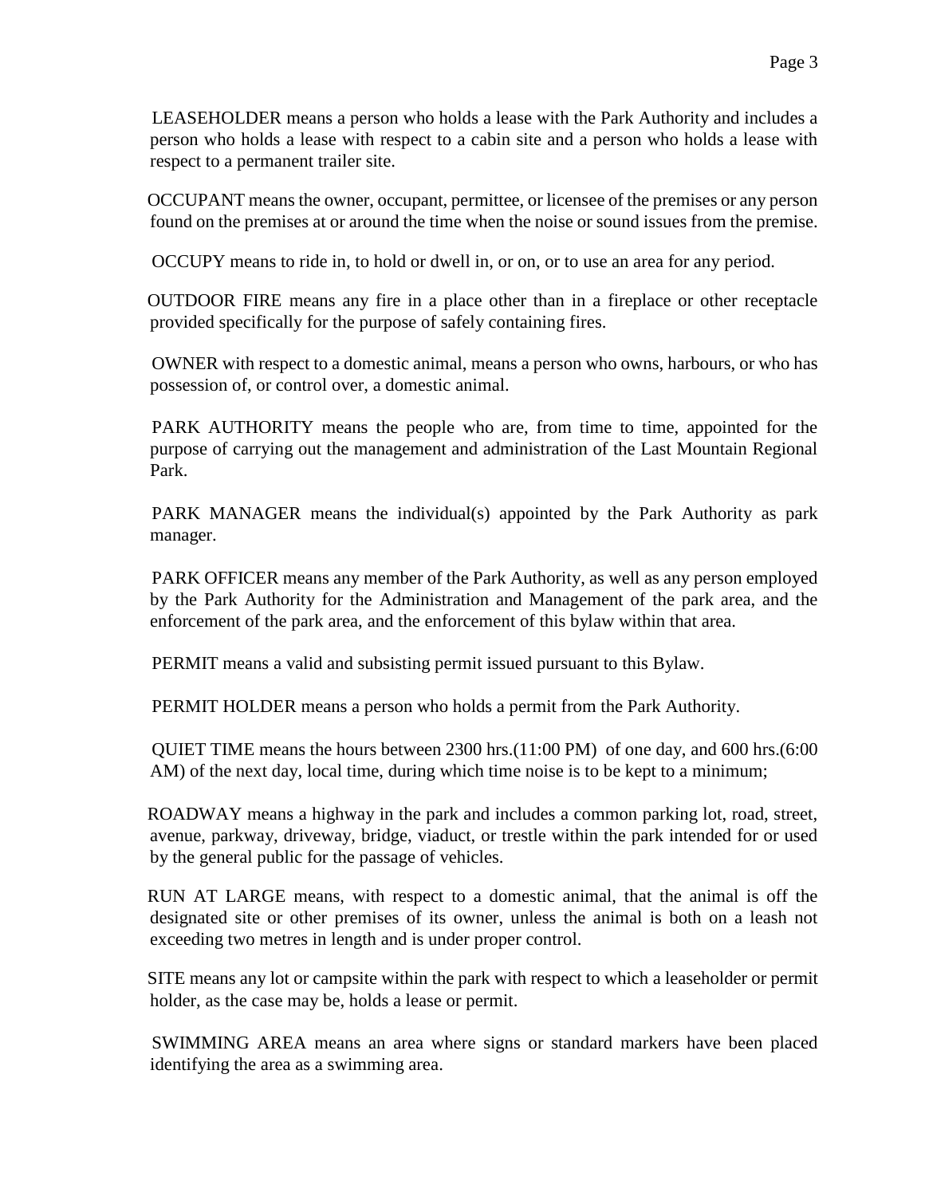LEASEHOLDER means a person who holds a lease with the Park Authority and includes a person who holds a lease with respect to a cabin site and a person who holds a lease with respect to a permanent trailer site.

OCCUPANT means the owner, occupant, permittee, or licensee of the premises or any person found on the premises at or around the time when the noise or sound issues from the premise.

OCCUPY means to ride in, to hold or dwell in, or on, or to use an area for any period.

OUTDOOR FIRE means any fire in a place other than in a fireplace or other receptacle provided specifically for the purpose of safely containing fires.

OWNER with respect to a domestic animal, means a person who owns, harbours, or who has possession of, or control over, a domestic animal.

PARK AUTHORITY means the people who are, from time to time, appointed for the purpose of carrying out the management and administration of the Last Mountain Regional Park.

PARK MANAGER means the individual(s) appointed by the Park Authority as park manager.

PARK OFFICER means any member of the Park Authority, as well as any person employed by the Park Authority for the Administration and Management of the park area, and the enforcement of the park area, and the enforcement of this bylaw within that area.

PERMIT means a valid and subsisting permit issued pursuant to this Bylaw.

PERMIT HOLDER means a person who holds a permit from the Park Authority.

QUIET TIME means the hours between 2300 hrs.(11:00 PM) of one day, and 600 hrs.(6:00 AM) of the next day, local time, during which time noise is to be kept to a minimum;

ROADWAY means a highway in the park and includes a common parking lot, road, street, avenue, parkway, driveway, bridge, viaduct, or trestle within the park intended for or used by the general public for the passage of vehicles.

RUN AT LARGE means, with respect to a domestic animal, that the animal is off the designated site or other premises of its owner, unless the animal is both on a leash not exceeding two metres in length and is under proper control.

SITE means any lot or campsite within the park with respect to which a leaseholder or permit holder, as the case may be, holds a lease or permit.

SWIMMING AREA means an area where signs or standard markers have been placed identifying the area as a swimming area.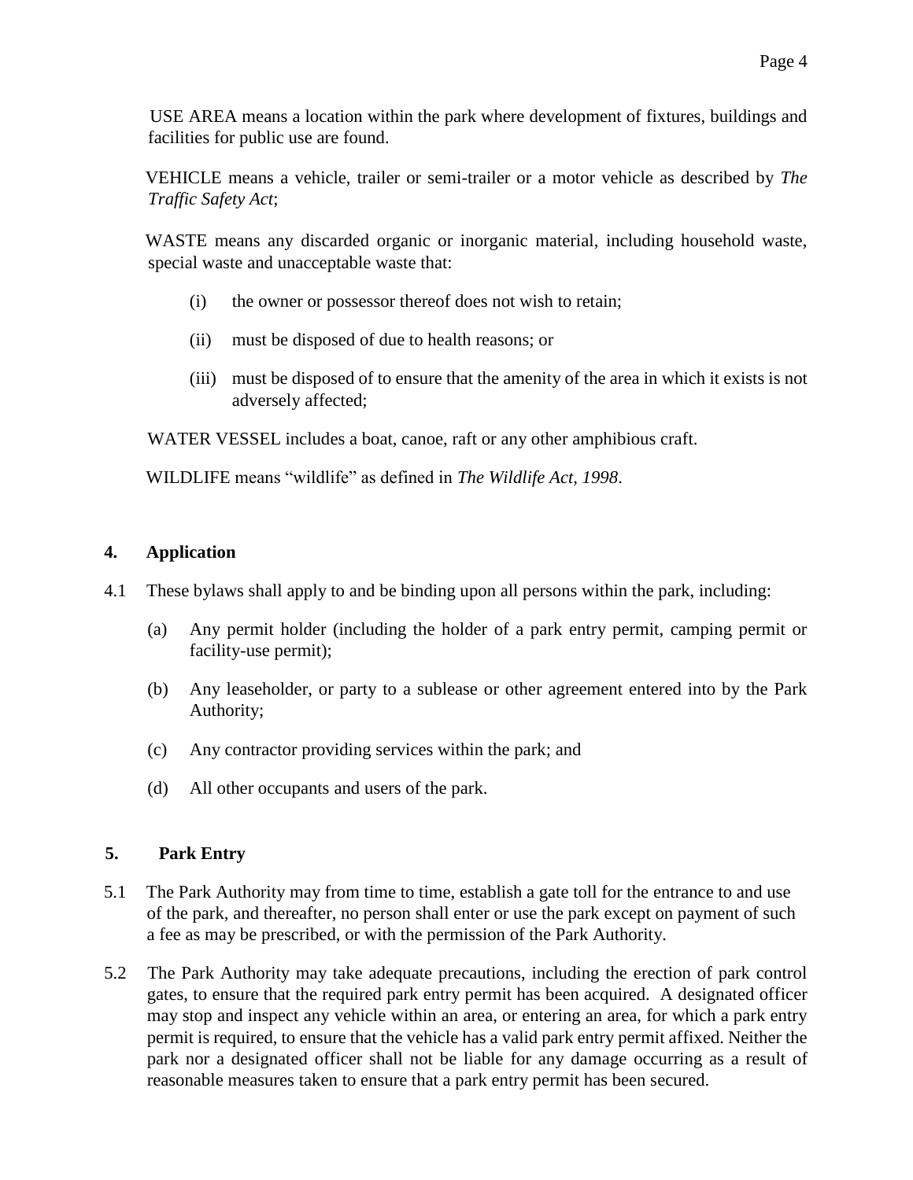USE AREA means a location within the park where development of fixtures, buildings and facilities for public use are found.

VEHICLE means a vehicle, trailer or semi-trailer or a motor vehicle as described by *The Traffic Safety Act*;

WASTE means any discarded organic or inorganic material, including household waste, special waste and unacceptable waste that:

(i) the owner or possessor thereof does not wish to retain;

(ii) must be disposed of due to health reasons; or

(iii) must be disposed of to ensure that the amenity of the area in which it exists is not adversely affected;

WATER VESSEL includes a boat, canoe, raft or any other amphibious craft.

WILDLIFE means "wildlife" as defined in *The Wildlife Act, 1998*.

## 4. Application

4.1 These bylaws shall apply to and be binding upon all persons within the park, including:

(a) Any permit holder (including the holder of a park entry permit, camping permit or facility-use permit);

(b) Any leaseholder, or party to a sublease or other agreement entered into by the Park Authority;

(c) Any contractor providing services within the park; and

(d) All other occupants and users of the park.

## 5. Park Entry

5.1 The Park Authority may from time to time, establish a gate toll for the entrance to and use of the park, and thereafter, no person shall enter or use the park except on payment of such a fee as may be prescribed, or with the permission of the Park Authority.

5.2 The Park Authority may take adequate precautions, including the erection of park control gates, to ensure that the required park permit has been acquired. A designated officer may stop and inspect any vehicle within an area, or entering an area, for which a park entry permit is required, to ensure that the vehicle has a valid park entry permit affixed. Neither the park nor a designated officer shall not be liable for any damage occurring as a result of reasonable measures taken to ensure that a park entry permit has been secured.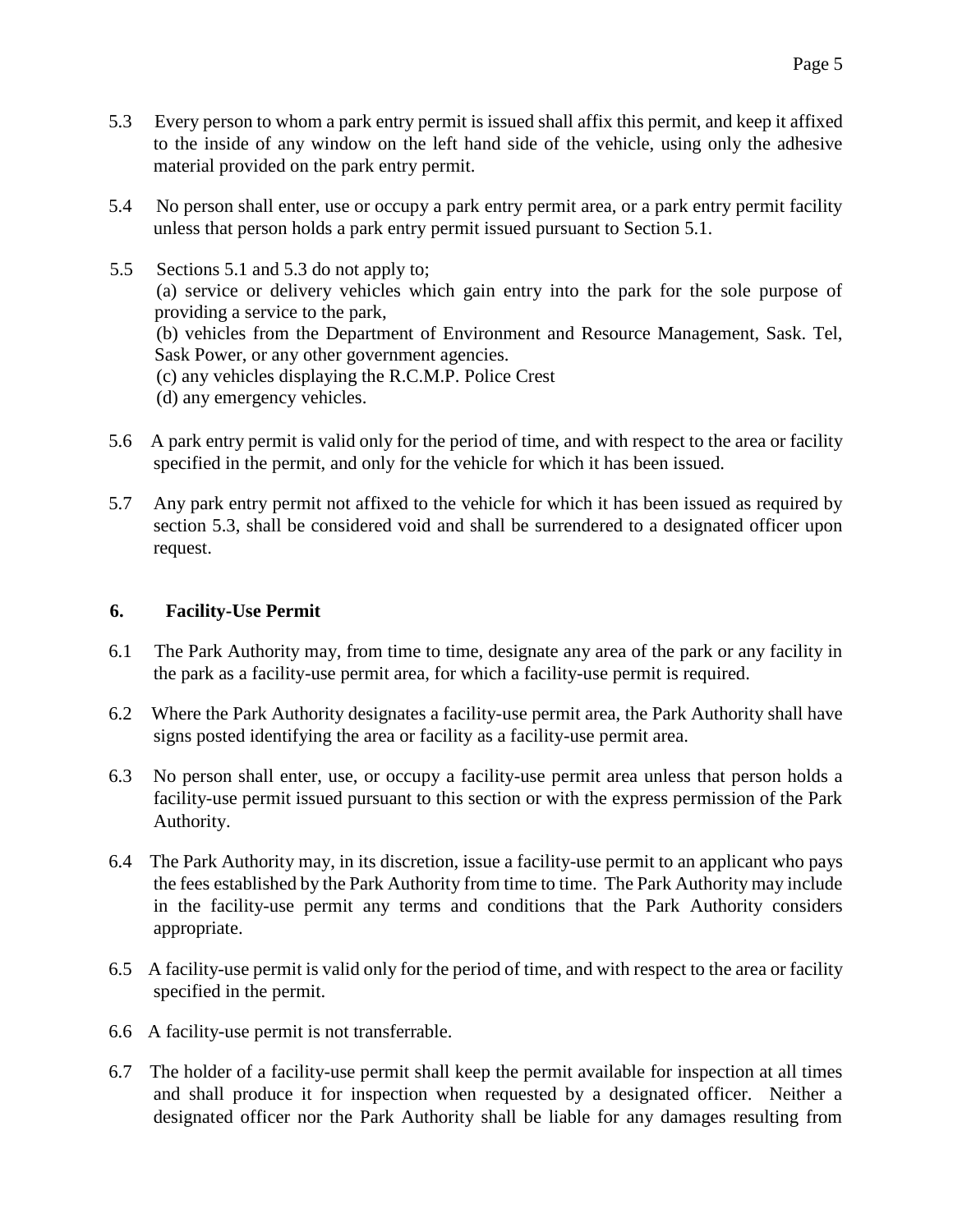5.3 Every person to whom a park entry permit is issued shall affix this permit, and keep it affixed to the inside of any window on the left hand side of the vehicle, using only the adhesive material provided on the park entry permit.

5.4 No person shall enter, use or occupy a park entry permit area, or a park entry permit facility unless that person holds a park entry permit issued pursuant to Section 5.1.

5.5 Sections 5.1 and 5.3 do not apply to;
(a) service or delivery vehicles which gain entry into the park for the sole purpose of providing a service to the park,
(b) vehicles from the Department of Environment and Resource Management, Sask. Tel, Sask Power, or any other government agencies.
(c) any vehicles displaying the R.C.M.P. Police Crest
(d) any emergency vehicles.

5.6 A park entry permit is valid only for the period of time, and with respect to the area or facility specified in the permit, and only for the vehicle for which it has been issued.

5.7 Any park entry permit not affixed to the vehicle for which it has been issued as required by section 5.3, shall be considered void and shall be surrendered to a designated officer upon request.

## 6. Facility-Use Permit

6.1 The Park Authority may, from time to time, designate any area of the park or any facility in the park as a facility-use permit area, for which a facility-use permit is required.

6.2 Where the Park Authority designates a facility-use permit area, the Park Authority shall have signs posted identifying the area or facility as a facility-use permit area.

6.3 No person shall enter, use, or occupy a facility-use permit area unless that person holds a facility-use permit issued pursuant to this section or with the express permission of the Park Authority.

6.4 The Park Authority may, in its discretion, issue a facility-use permit to an applicant who pays the fees established by the Park Authority from time to time. The Park Authority may include in the facility-use permit any terms and conditions that the Park Authority considers appropriate.

6.5 A facility-use permit is valid only for the period of time, and with respect to the area or facility specified in the permit.

6.6 A facility-use permit is not transferrable.

6.7 The holder of a facility-use permit shall keep the permit available for inspection at all times and shall produce it for inspection when requested by a designated officer. Neither a designated officer nor the Park Authority shall be liable for any damages resulting from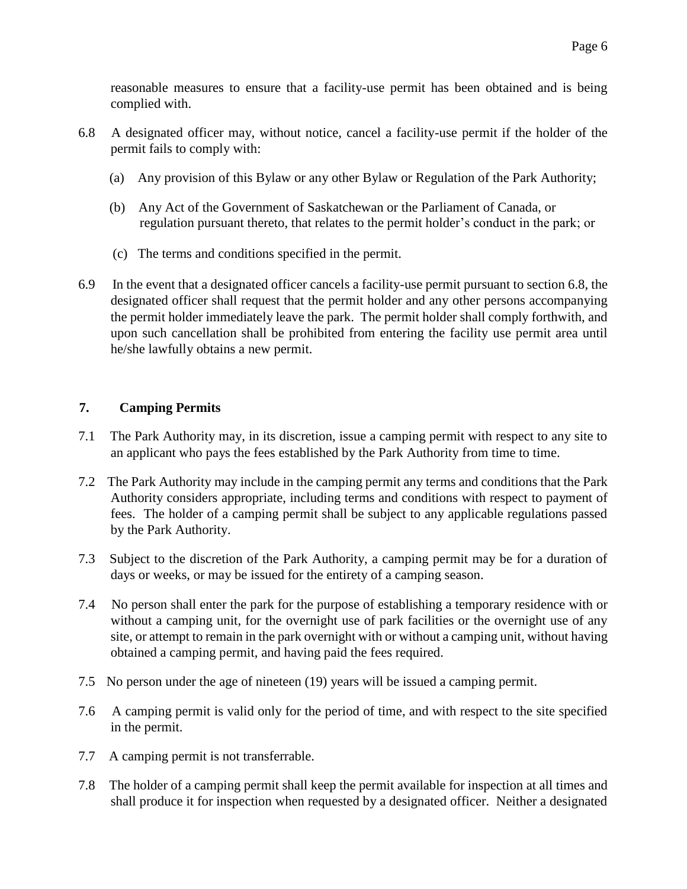reasonable measures to ensure that a facility-use permit has been obtained and is being complied with.

6.8 A designated officer may, without notice, cancel a facility-use permit if the holder of the permit fails to comply with:

(a) Any provision of this Bylaw or any other Bylaw or Regulation of the Park Authority;

(b) Any Act of the Government of Saskatchewan or the Parliament of Canada, or regulation pursuant thereto, that relates to the permit holder's conduct in the park; or

(c) The terms and conditions specified in the permit.

6.9 In the event that a designated officer cancels a facility-use permit pursuant to section 6.8, the designated officer shall request that the permit holder and any other persons accompanying the permit holder immediately leave the park. The permit holder shall comply forthwith, and upon such cancellation shall be prohibited from entering the facility use permit area until he/she lawfully obtains a new permit.

## 7. Camping Permits

7.1 The Park Authority may, in its discretion, issue a camping permit with respect to any site to an applicant who pays the fees established by the Park Authority from time to time.

7.2 The Park Authority may include in the camping permit any terms and conditions that the Park Authority considers appropriate, including terms and conditions with respect to payment of fees. The holder of a camping permit shall be subject to any applicable regulations passed by the Park Authority.

7.3 Subject to the discretion of the Park Authority, a camping permit may be for a duration of days or weeks, or may be issued for the entirety of a camping season.

7.4 No person shall enter the park for the purpose of establishing a temporary residence with or without a camping unit, for the overnight use of park facilities or the overnight use of any site, or attempt to remain in the park overnight with or without a camping unit, without having obtained a camping permit, and having paid the fees required.

7.5 No person under the age of nineteen (19) years will be issued a camping permit.

7.6 A camping permit is valid only for the period of time, and with respect to the site specified in the permit.

7.7 A camping permit is not transferrable.

7.8 The holder of a camping permit shall keep the permit available for inspection at all times and shall produce it for inspection when requested by a designated officer. Neither a designated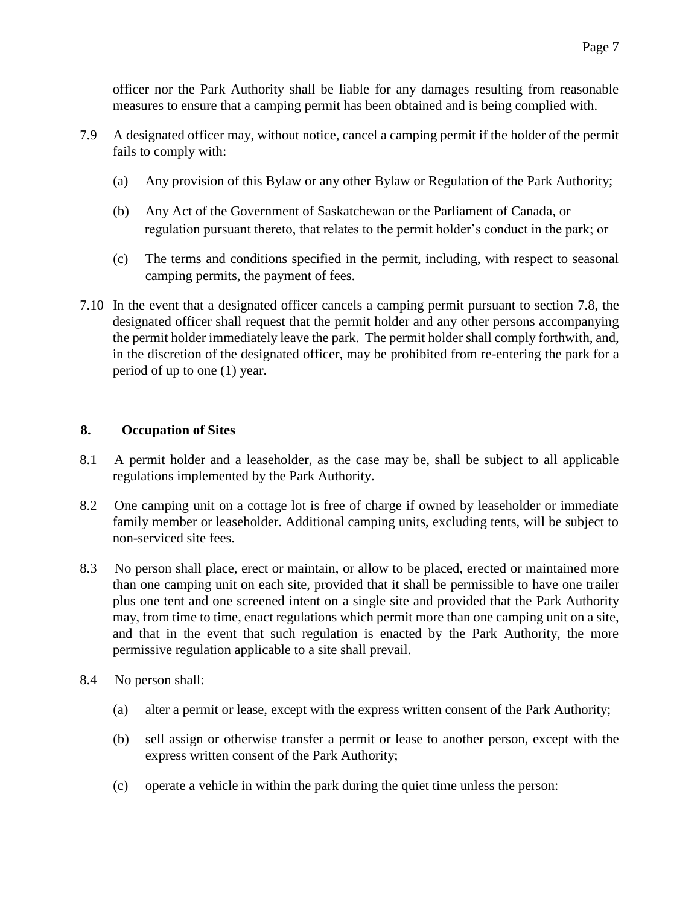officer nor the Park Authority shall be liable for any damages resulting from reasonable measures to ensure that a camping permit has been obtained and is being complied with.

7.9 A designated officer may, without notice, cancel a camping permit if the holder of the permit fails to comply with:

(a) Any provision of this Bylaw or any other Bylaw or Regulation of the Park Authority;

(b) Any Act of the Government of Saskatchewan or the Parliament of Canada, or regulation pursuant thereto, that relates to the permit holder's conduct in the park; or

(c) The terms and conditions specified in the permit, including, with respect to seasonal camping permits, the payment of fees.

7.10 In the event that a designated officer cancels a camping permit pursuant to section 7.8, the designated officer shall request that the permit holder and any other persons accompanying the permit holder immediately leave the park. The permit holder shall comply forthwith, and, in the discretion of the designated officer, may be prohibited from re-entering the park for a period of up to one (1) year.

## 8. Occupation of Sites

8.1 A permit holder and a leaseholder, as the case may be, shall be subject to all applicable regulations implemented by the Park Authority.

8.2 One camping unit on a cottage lot is free of charge if owned by leaseholder or immediate family member or leaseholder. Additional camping units, excluding tents, will be subject to non-serviced site fees.

8.3 No person shall place, erect or maintain, or allow to be placed, erected or maintained more than one camping unit on each site, provided that it shall be permissible to have one trailer plus one tent and one screened intent on a single site and provided that the Park Authority may, from time to time, enact regulations which permit more than one camping unit on a site, and that in the event that such regulation is enacted by the Park Authority, the more permissive regulation applicable to a site shall prevail.

8.4 No person shall:

(a) alter a permit or lease, except with the express written consent of the Park Authority;

(b) sell assign or otherwise transfer a permit or lease to another person, except with the express written consent of the Park Authority;

(c) operate a vehicle in within the park during the quiet time unless the person: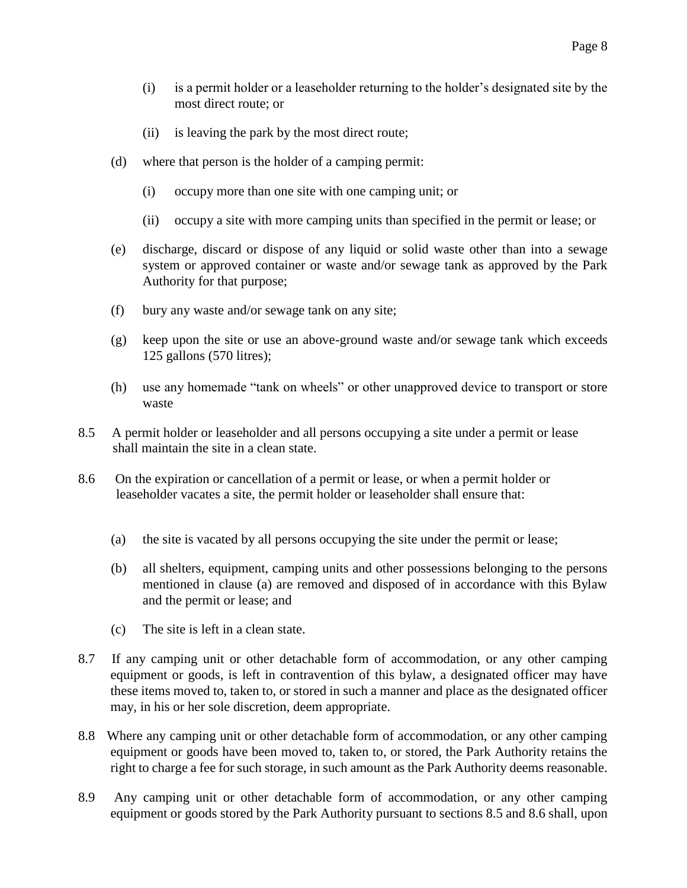(i) is a permit holder or a leaseholder returning to the holder's designated site by the most direct route; or

(ii) is leaving the park by the most direct route;

(d) where that person is the holder of a camping permit:

(i) occupy more than one site with one camping unit; or

(ii) occupy a site with more camping units than specified in the permit or lease; or

(e) discharge, discard or dispose of any liquid or solid waste other than into a sewage system or approved container or waste and/or sewage tank as approved by the Park Authority for that purpose;

(f) bury any waste and/or sewage tank on any site;

(g) keep upon the site or use an above-ground waste and/or sewage tank which exceeds 125 gallons (570 litres);

(h) use any homemade "tank on wheels" or other unapproved device to transport or store waste

8.5 A permit holder or leaseholder and all persons occupying a site under a permit or lease shall maintain the site in a clean state.

8.6 On the expiration or cancellation of a permit or lease, or when a permit holder or leaseholder vacates a site, the permit holder or leaseholder shall ensure that:

(a) the site is vacated by all persons occupying the site under the permit or lease;

(b) all shelters, equipment, camping units and other possessions belonging to the persons mentioned in clause (a) are removed and disposed of in accordance with this Bylaw and the permit or lease; and

(c) The site is left in a clean state.

8.7 If any camping unit or other detachable form of accommodation, or any other camping equipment or goods, is left in contravention of this bylaw, a designated officer may have these items moved to, taken to, or stored in such a manner and place as the designated officer may, in his or her sole discretion, deem appropriate.

8.8 Where any camping unit or other detachable form of accommodation, or any other camping equipment or goods have been moved to, taken to, or stored, the Park Authority retains the right to charge a fee for such storage, in such amount as the Park Authority deems reasonable.

8.9 Any camping unit or other detachable form of accommodation, or any other camping equipment or goods stored by the Park Authority pursuant to sections 8.5 and 8.6 shall, upon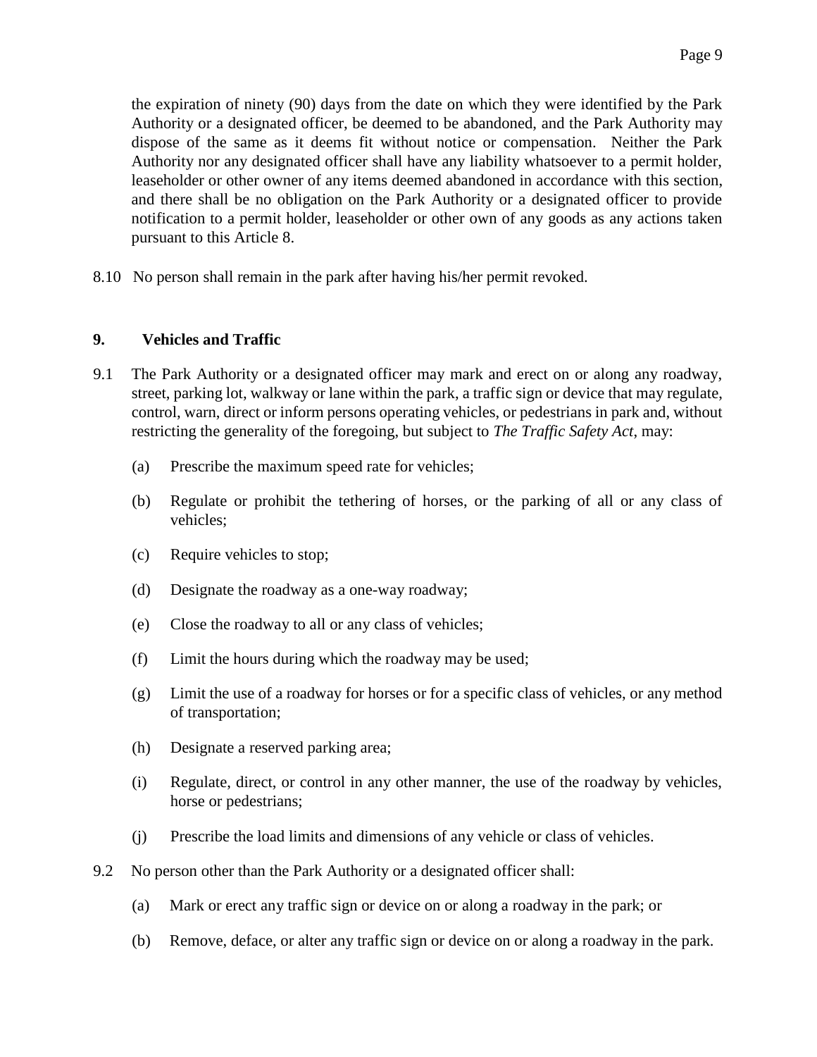the expiration of ninety (90) days from the date on which they were identified by the Park Authority or a designated officer, be deemed to be abandoned, and the Park Authority may dispose of the same as it deems fit without notice or compensation. Neither the Park Authority nor any designated officer shall have any liability whatsoever to a permit holder, leaseholder or other owner of any items deemed abandoned in accordance with this section, and there shall be no obligation on the Park Authority or a designated officer to provide notification to a permit holder, leaseholder or other own of any goods as any actions taken pursuant to this Article 8.

8.10 No person shall remain in the park after having his/her permit revoked.

## 9. Vehicles and Traffic

9.1 The Park Authority or a designated officer may mark and erect on or along any roadway, street, parking lot, walkway or lane within the park, a traffic sign or device that may regulate, control, warn, direct or inform persons operating vehicles, or pedestrians in park and, without restricting the generality of the foregoing, but subject to *The Traffic Safety Act*, may:

(a) Prescribe the maximum speed rate for vehicles;

(b) Regulate or prohibit the tethering of horses, or the parking of all or any class of vehicles;

(c) Require vehicles to stop;

(d) Designate the roadway as a one-way roadway;

(e) Close the roadway to all or any class of vehicles;

(f) Limit the hours during which the roadway may be used;

(g) Limit the use of a roadway for horses or for a specific class of vehicles, or any method of transportation;

(h) Designate a reserved parking area;

(i) Regulate, direct, or control in any other manner, the use of the roadway by vehicles, horse or pedestrians;

(j) Prescribe the load limits and dimensions of any vehicle or class of vehicles.

9.2 No person other than the Park Authority or a designated officer shall:

(a) Mark or erect any traffic sign or device on or along a roadway in the park; or

(b) Remove, deface, or alter any traffic sign or device on or along a roadway in the park.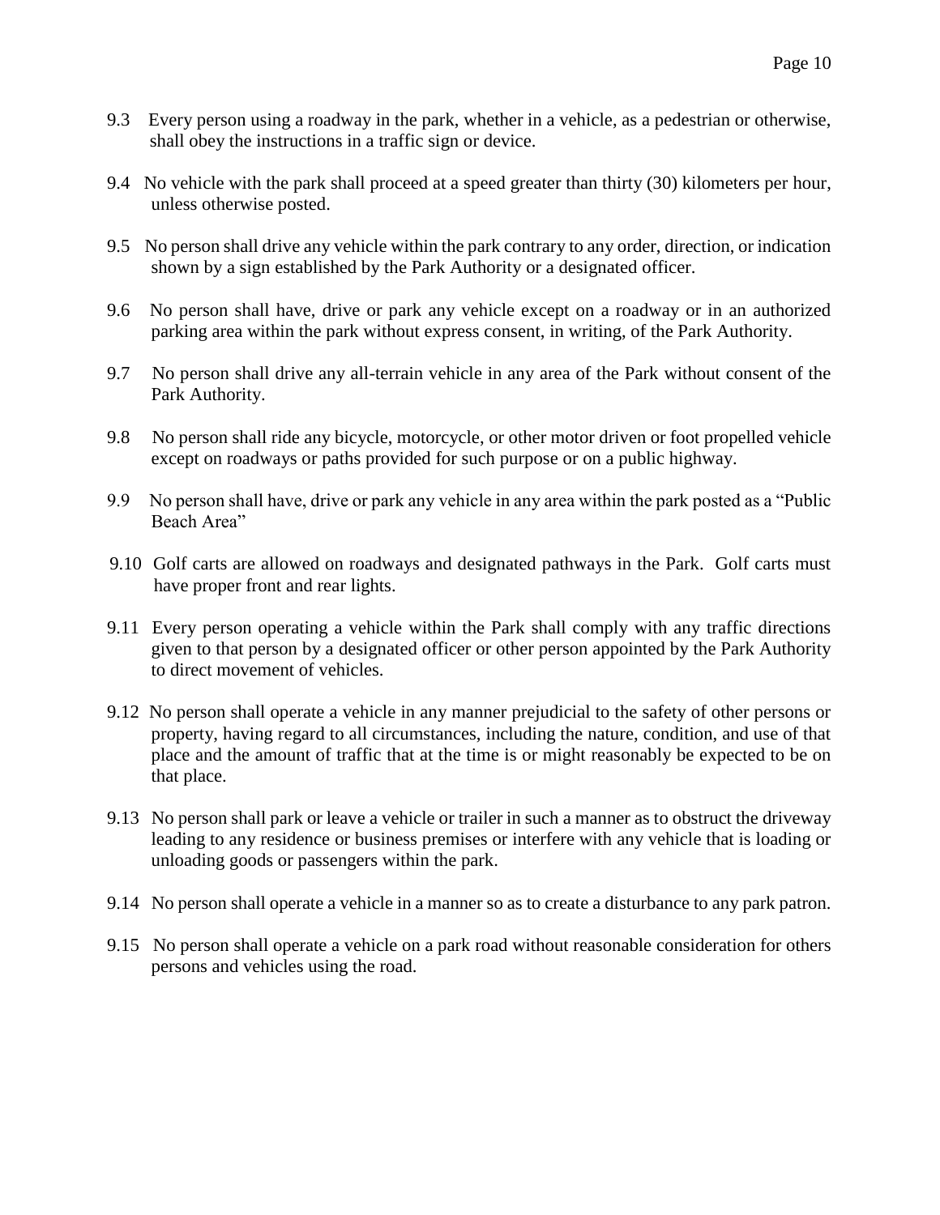9.3 Every person using a roadway in the park, whether in a vehicle, as a pedestrian or otherwise, shall obey the instructions in a traffic sign or device.

9.4 No vehicle with the park shall proceed at a speed greater than thirty (30) kilometers per hour, unless otherwise posted.

9.5 No person shall drive any vehicle within the park contrary to any order, direction, or indication shown by a sign established by the Park Authority or a designated officer.

9.6 No person shall have, drive or park any vehicle except on a roadway or in an authorized parking area within the park without express consent, in writing, of the Park Authority.

9.7 No person shall drive any all-terrain vehicle in any area of the Park without consent of the Park Authority.

9.8 No person shall ride any bicycle, motorcycle, or other motor driven or foot propelled vehicle except on roadways or paths provided for such purpose or on a public highway.

9.9 No person shall have, drive or park any vehicle in any area within the park posted as a "Public Beach Area"

9.10 Golf carts are allowed on roadways and designated pathways in the Park. Golf carts must have proper front and rear lights.

9.11 Every person operating a vehicle within the Park shall comply with any traffic directions given to that person by a designated officer or other person appointed by the Park Authority to direct movement of vehicles.

9.12 No person shall operate a vehicle in any manner prejudicial to the safety of other persons or property, having regard to all circumstances, including the nature, condition, and use of that place and the amount of traffic that at the time is or might reasonably be expected to be on that place.

9.13 No person shall park or leave a vehicle or trailer in such a manner as to obstruct the driveway leading to any residence or business premises or interfere with any vehicle that is loading or unloading goods or passengers within the park.

9.14 No person shall operate a vehicle in a manner so as to create a disturbance to any park patron.

9.15 No person shall operate a vehicle on a park road without reasonable consideration for others persons and vehicles using the road.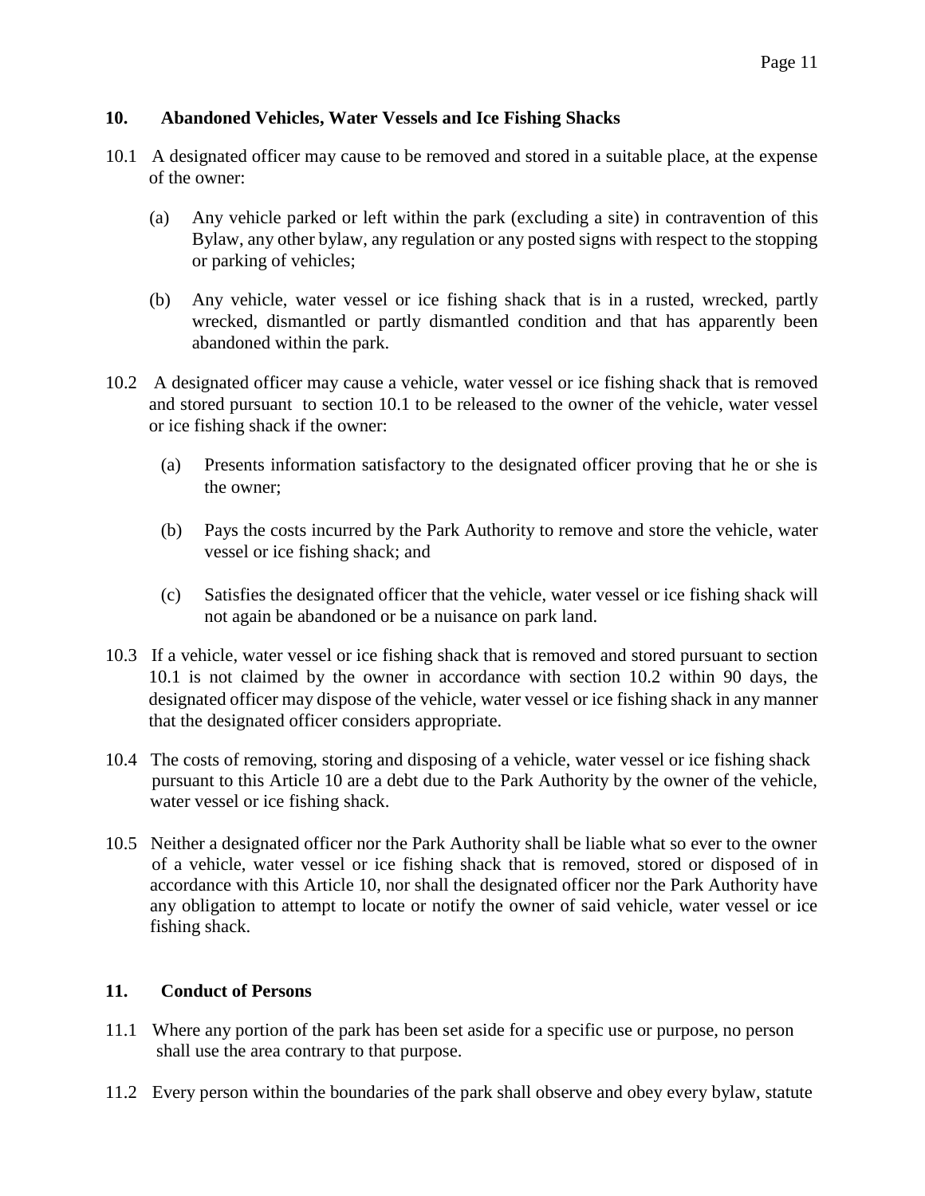## 10. Abandoned Vehicles, Water Vessels and Ice Fishing Shacks

10.1 A designated officer may cause to be removed and stored in a suitable place, at the expense of the owner:

(a) Any vehicle parked or left within the park (excluding a site) in contravention of this Bylaw, any other bylaw, any regulation or any posted signs with respect to the stopping or parking of vehicles;

(b) Any vehicle, water vessel or ice fishing shack that is in a rusted, wrecked, partly wrecked, dismantled or partly dismantled condition and that has apparently been abandoned within the park.

10.2 A designated officer may cause a vehicle, water vessel or ice fishing shack that is removed and stored pursuant to section 10.1 to be released to the owner of the vehicle, water vessel or ice fishing shack if the owner:

(a) Presents information satisfactory to the designated officer proving that he or she is the owner;

(b) Pays the costs incurred by the Park Authority to remove and store the vehicle, water vessel or ice fishing shack; and

(c) Satisfies the designated officer that the vehicle, water vessel or ice fishing shack will not again be abandoned or be a nuisance on park land.

10.3 If a vehicle, water vessel or ice fishing shack that is removed and stored pursuant to section 10.1 is not claimed by the owner in accordance with section 10.2 within 90 days, the designated officer may dispose of the vehicle, water vessel or ice fishing shack in any manner that the designated officer considers appropriate.

10.4 The costs of removing, storing and disposing of a vehicle, water vessel or ice fishing shack pursuant to this Article 10 are a debt due to the Park Authority by the owner of the vehicle, water vessel or ice fishing shack.

10.5 Neither a designated officer nor the Park Authority shall be liable what so ever to the owner of a vehicle, water vessel or ice fishing shack that is removed, stored or disposed of in accordance with this Article 10, nor shall the designated officer nor the Park Authority have any obligation to attempt to locate or notify the owner of said vehicle, water vessel or ice fishing shack.

## 11. Conduct of Persons

11.1 Where any portion of the park has been set aside for a specific use or purpose, no person shall use the area contrary to that purpose.

11.2 Every person within the boundaries of the park shall observe and obey every bylaw, statute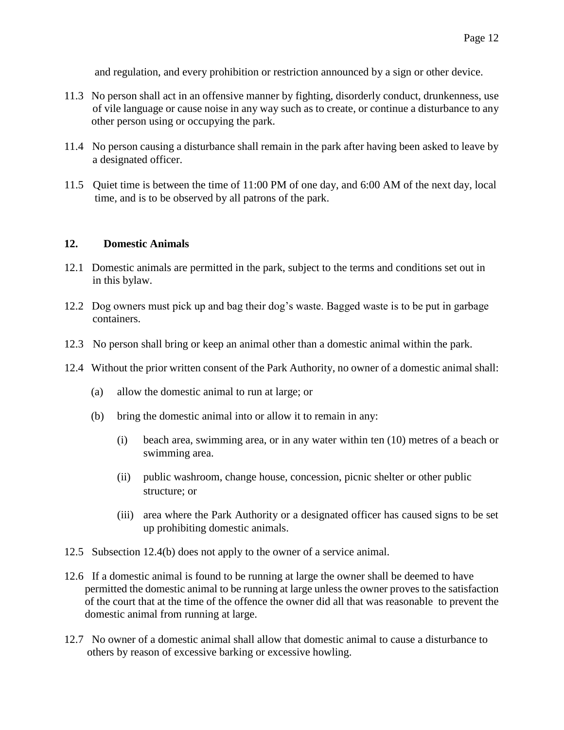and regulation, and every prohibition or restriction announced by a sign or other device.

11.3 No person shall act in an offensive manner by fighting, disorderly conduct, drunkenness, use of vile language or cause noise in any way such as to create, or continue a disturbance to any other person using or occupying the park.

11.4 No person causing a disturbance shall remain in the park after having been asked to leave by a designated officer.

11.5 Quiet time is between the time of 11:00 PM of one day, and 6:00 AM of the next day, local time, and is to be observed by all patrons of the park.

## 12. Domestic Animals

12.1 Domestic animals are permitted in the park, subject to the terms and conditions set out in in this bylaw.

12.2 Dog owners must pick up and bag their dog's waste. Bagged waste is to be put in garbage containers.

12.3 No person shall bring or keep an animal other than a domestic animal within the park.

12.4 Without the prior written consent of the Park Authority, no owner of a domestic animal shall:

(a) allow the domestic animal to run at large; or

(b) bring the domestic animal into or allow it to remain in any:

(i) beach area, swimming area, or in any water within ten (10) metres of a beach or swimming area.

(ii) public washroom, change house, concession, picnic shelter or other public structure; or

(iii) area where the Park Authority or a designated officer has caused signs to be set up prohibiting domestic animals.

12.5 Subsection 12.4(b) does not apply to the owner of a service animal.

12.6 If a domestic animal is found to be running at large the owner shall be deemed to have permitted the domestic animal to be running at large unless the owner proves to the satisfaction of the court that at the time of the offence the owner did all that was reasonable to prevent the domestic animal from running at large.

12.7 No owner of a domestic animal shall allow that domestic animal to cause a disturbance to others by reason of excessive barking or excessive howling.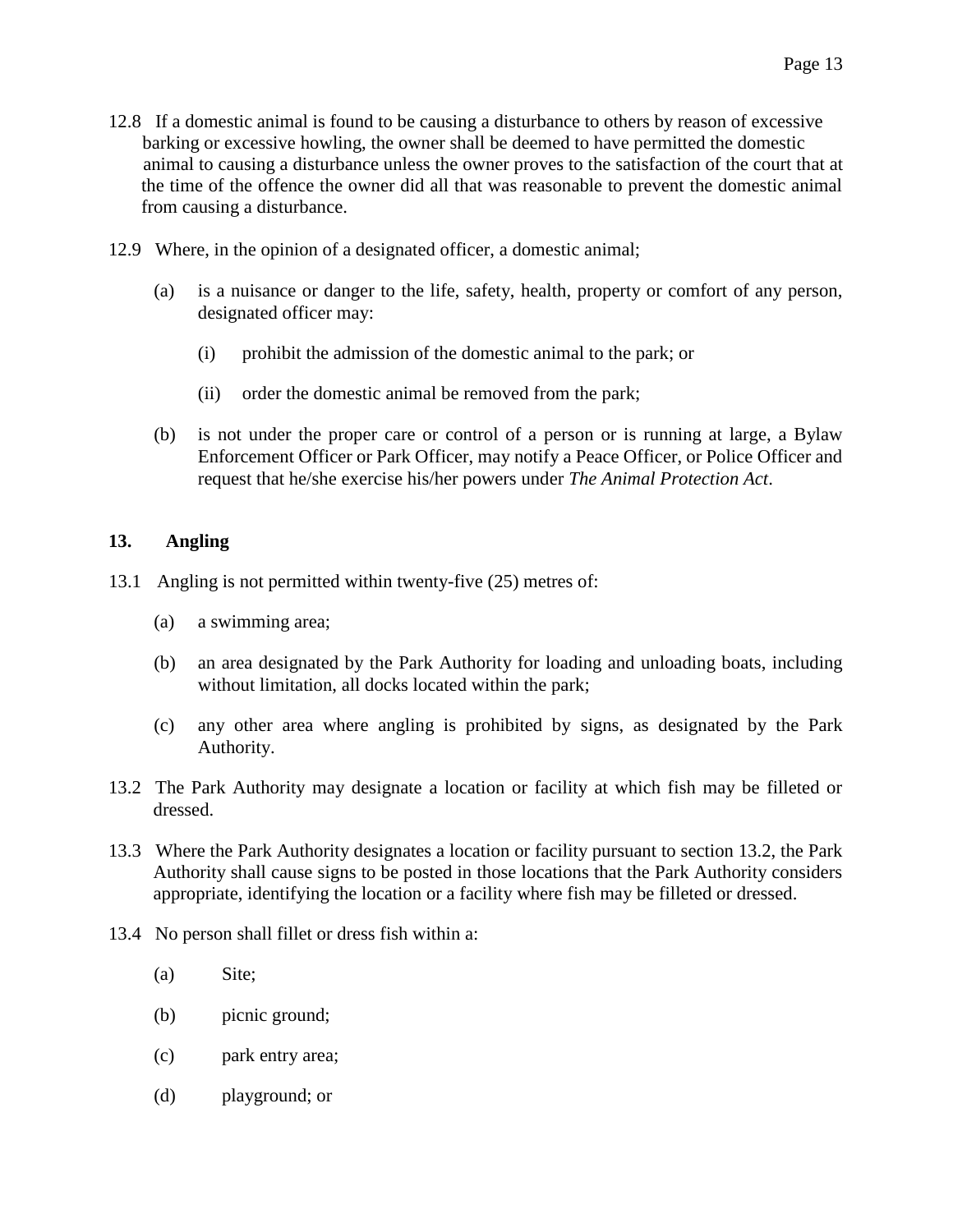12.8 If a domestic animal is found to be causing a disturbance to others by reason of excessive barking or excessive howling, the owner shall be deemed to have permitted the domestic animal to causing a disturbance unless the owner proves to the satisfaction of the court that at the time of the offence the owner did all that was reasonable to prevent the domestic animal from causing a disturbance.

12.9 Where, in the opinion of a designated officer, a domestic animal;

(a) is a nuisance or danger to the life, safety, health, property or comfort of any person, designated officer may:

(i) prohibit the admission of the domestic animal to the park; or

(ii) order the domestic animal be removed from the park;

(b) is not under the proper care or control of a person or is running at large, a Bylaw Enforcement Officer or Park Officer, may notify a Peace Officer, or Police Officer and request that he/she exercise his/her powers under *The Animal Protection Act*.

## 13. Angling

13.1 Angling is not permitted within twenty-five (25) metres of:

(a) a swimming area;

(b) an area designated by the Park Authority for loading and unloading boats, including without limitation, all docks located within the park;

(c) any other area where angling is prohibited by signs, as designated by the Park Authority.

13.2 The Park Authority may designate a location or facility at which fish may be filleted or dressed.

13.3 Where the Park Authority designates a location or facility pursuant to section 13.2, the Park Authority shall cause signs to be posted in those locations that the Park Authority considers appropriate, identifying the location or a facility where fish may be filleted or dressed.

13.4 No person shall fillet or dress fish within a:

(a) Site;

(b) picnic ground;

(c) park entry area;

(d) playground; or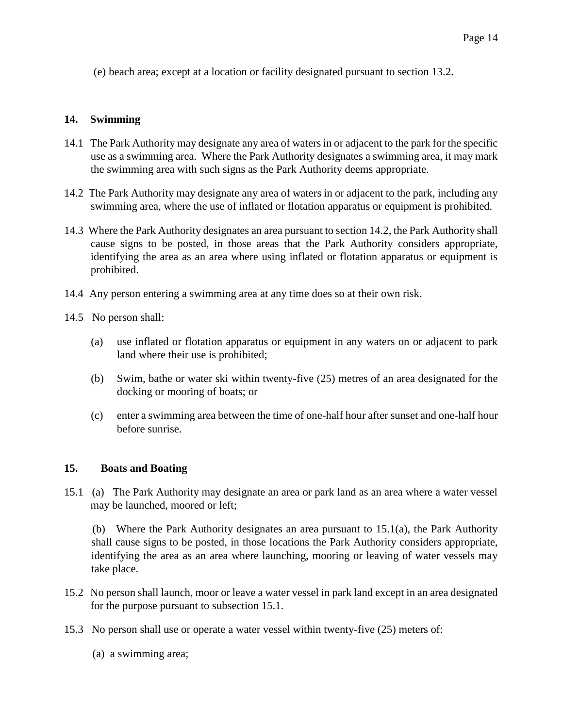(e) beach area; except at a location or facility designated pursuant to section 13.2.

## 14. Swimming

14.1 The Park Authority may designate any area of waters in or adjacent to the park for the specific use as a swimming area. Where the Park Authority designates a swimming area, it may mark the swimming area with such signs as the Park Authority deems appropriate.

14.2 The Park Authority may designate any area of waters in or adjacent to the park, including any swimming area, where the use of inflated or flotation apparatus or equipment is prohibited.

14.3 Where the Park Authority designates an area pursuant to section 14.2, the Park Authority shall cause signs to be posted, in those areas that the Park Authority considers appropriate, identifying the area as an area where using inflated or flotation apparatus or equipment is prohibited.

14.4 Any person entering a swimming area at any time does so at their own risk.

14.5 No person shall:

(a) use inflated or flotation apparatus or equipment in any waters on or adjacent to park land where their use is prohibited;

(b) Swim, bathe or water ski within twenty-five (25) metres of an area designated for the docking or mooring of boats; or

(c) enter a swimming area between the time of one-half hour after sunset and one-half hour before sunrise.

## 15. Boats and Boating

15.1 (a) The Park Authority may designate an area or park land as an area where a water vessel may be launched, moored or left;

(b) Where the Park Authority designates an area pursuant to 15.1(a), the Park Authority shall cause signs to be posted, in those locations the Park Authority considers appropriate, identifying the area as an area where launching, mooring or leaving of water vessels may take place.

15.2 No person shall launch, moor or leave a water vessel in park land except in an area designated for the purpose pursuant to subsection 15.1.

15.3 No person shall use or operate a water vessel within twenty-five (25) meters of:

(a) a swimming area;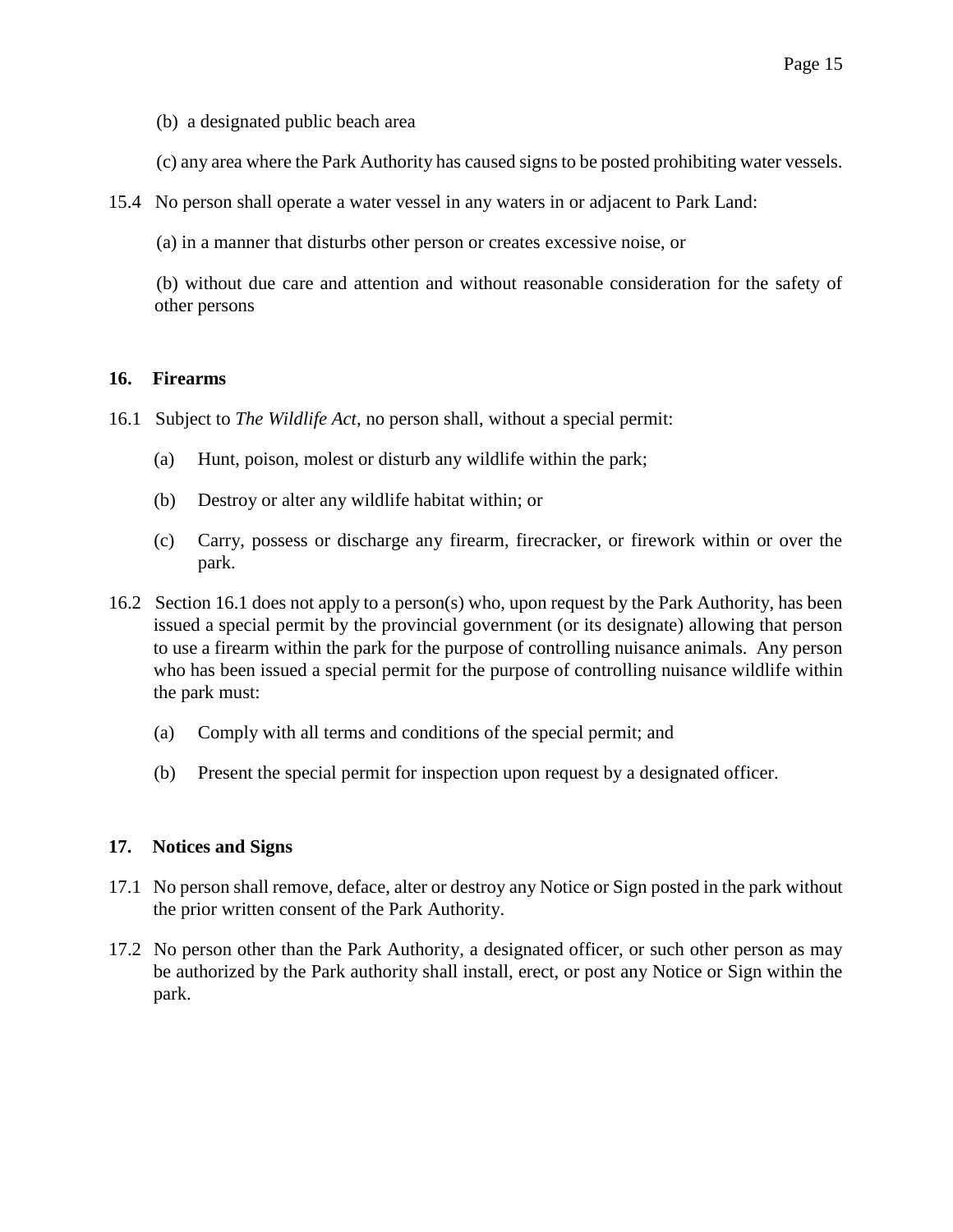(b) a designated public beach area

(c) any area where the Park Authority has caused signs to be posted prohibiting water vessels.

15.4 No person shall operate a water vessel in any waters in or adjacent to Park Land:

(a) in a manner that disturbs other person or creates excessive noise, or

(b) without due care and attention and without reasonable consideration for the safety of other persons

**16. Firearms**

16.1 Subject to *The Wildlife Act*, no person shall, without a special permit:

(a) Hunt, poison, molest or disturb any wildlife within the park;

(b) Destroy or alter any wildlife habitat within; or

(c) Carry, possess or discharge any firearm, firecracker, or firework within or over the park.

16.2 Section 16.1 does not apply to a person(s) who, upon request by the Park Authority, has been issued a special permit by the provincial government (or its designate) allowing that person to use a firearm within the park for the purpose of controlling nuisance animals. Any person who has been issued a special permit for the purpose of controlling nuisance wildlife within the park must:

(a) Comply with all terms and conditions of the special permit; and

(b) Present the special permit for inspection upon request by a designated officer.

**17. Notices and Signs**

17.1 No person shall remove, deface, alter or destroy any Notice or Sign posted in the park without the prior written consent of the Park Authority.

17.2 No person other than the Park Authority, a designated officer, or such other person as may be authorized by the Park authority shall install, erect, or post any Notice or Sign within the park.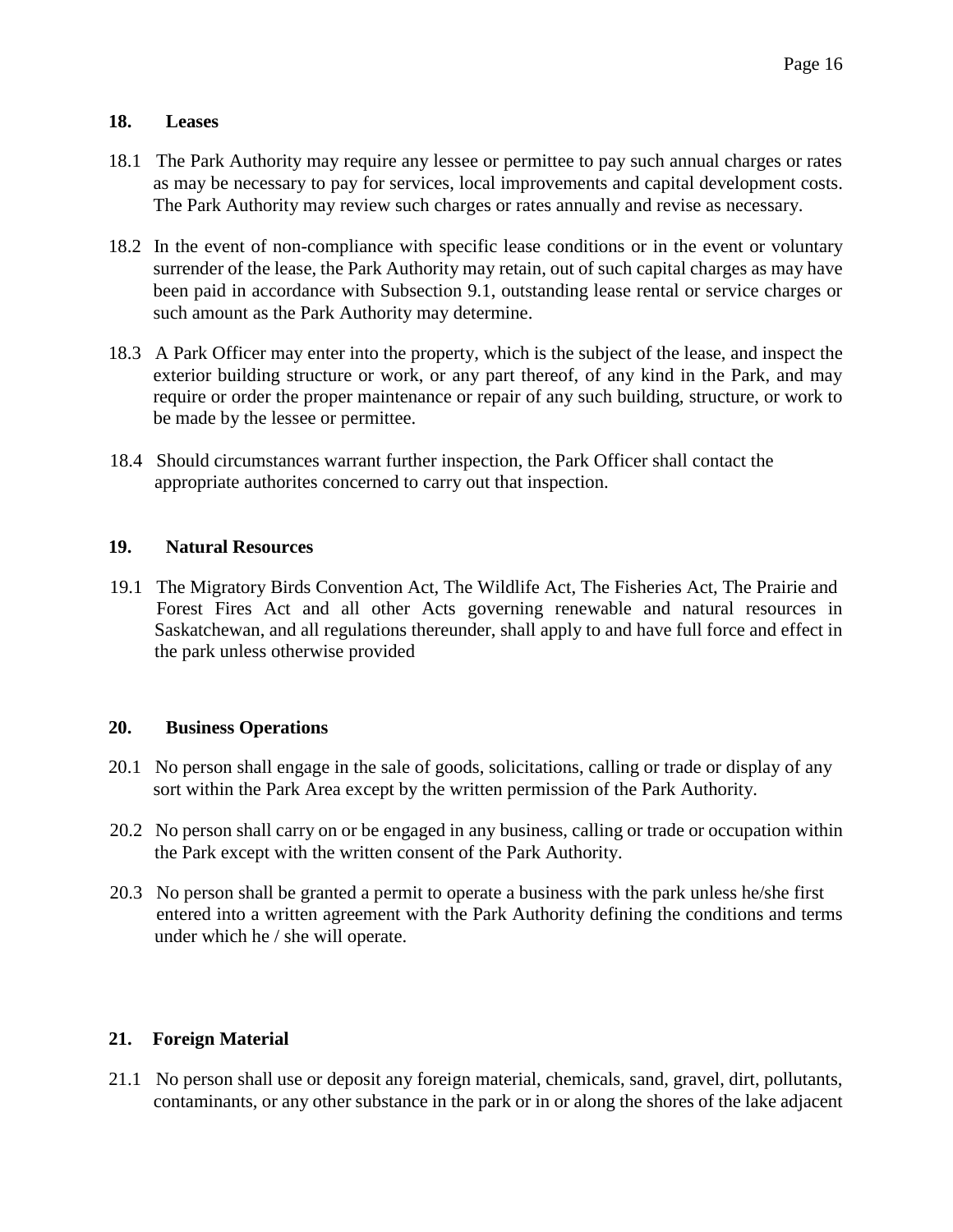## 18. Leases

18.1 The Park Authority may require any lessee or permittee to pay such annual charges or rates as may be necessary to pay for services, local improvements and capital development costs. The Park Authority may review such charges or rates annually and revise as necessary.

18.2 In the event of non-compliance with specific lease conditions or in the event or voluntary surrender of the lease, the Park Authority may retain, out of such capital charges as may have been paid in accordance with Subsection 9.1, outstanding lease rental or service charges or such amount as the Park Authority may determine.

18.3 A Park Officer may enter into the property, which is the subject of the lease, and inspect the exterior building structure or work, or any part thereof, of any kind in the Park, and may require or order the proper maintenance or repair of any such building, structure, or work to be made by the lessee or permittee.

18.4 Should circumstances warrant further inspection, the Park Officer shall contact the appropriate authorites concerned to carry out that inspection.

## 19. Natural Resources

19.1 The Migratory Birds Convention Act, The Wildlife Act, The Fisheries Act, The Prairie and Forest Fires Act and all other Acts governing renewable and natural resources in Saskatchewan, and all regulations thereunder, shall apply to and have full force and effect in the park unless otherwise provided

## 20. Business Operations

20.1 No person shall engage in the sale of goods, solicitations, calling or trade or display of any sort within the Park Area except by the written permission of the Park Authority.

20.2 No person shall carry on or be engaged in any business, calling or trade or occupation within the Park except with the written consent of the Park Authority.

20.3 No person shall be granted a permit to operate a business with the park unless he/she first entered into a written agreement with the Park Authority defining the conditions and terms under which he / she will operate.

## 21. Foreign Material

21.1 No person shall use or deposit any foreign material, chemicals, sand, gravel, dirt, pollutants, contaminants, or any other substance in the park or in or along the shores of the lake adjacent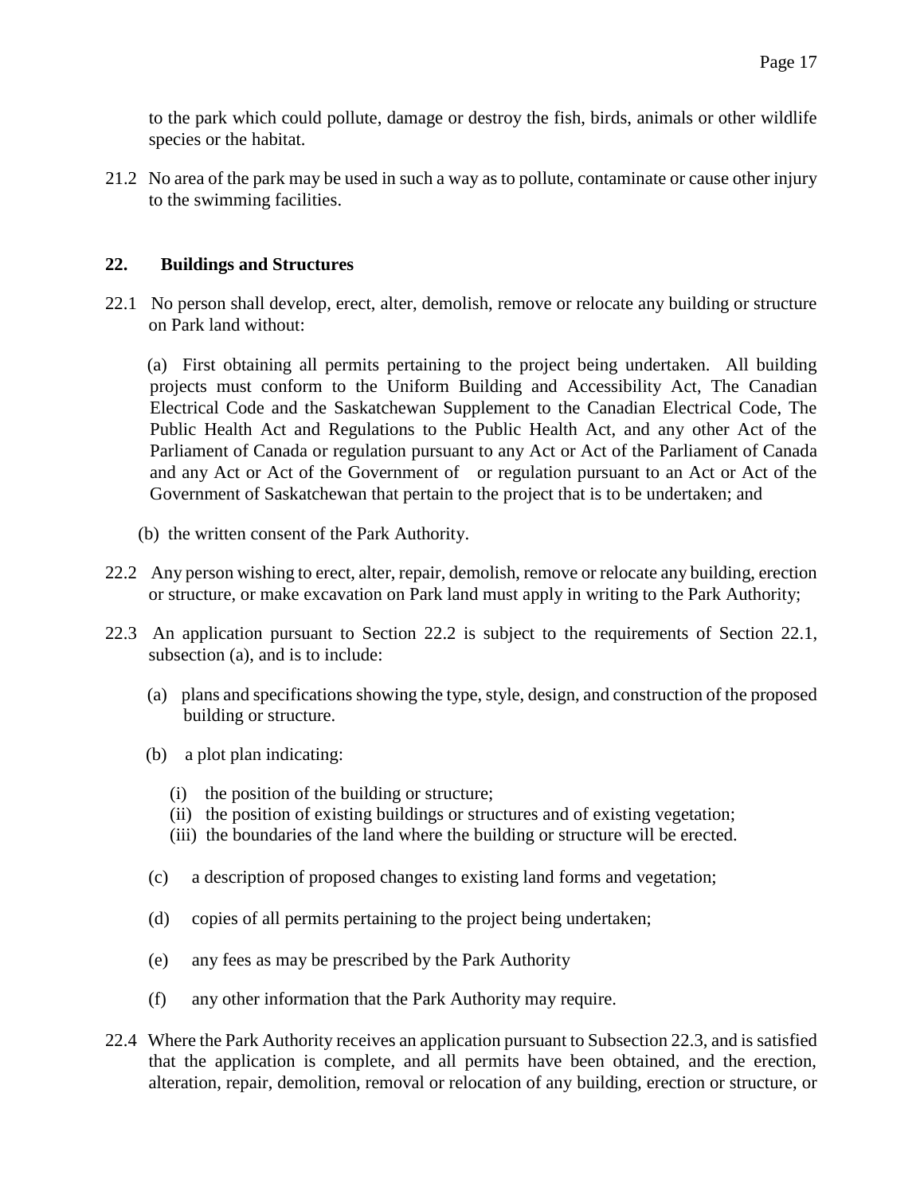to the park which could pollute, damage or destroy the fish, birds, animals or other wildlife species or the habitat.

21.2 No area of the park may be used in such a way as to pollute, contaminate or cause other injury to the swimming facilities.

## 22. Buildings and Structures

22.1 No person shall develop, erect, alter, demolish, remove or relocate any building or structure on Park land without:

(a) First obtaining all permits pertaining to the project being undertaken. All building projects must conform to the Uniform Building and Accessibility Act, The Canadian Electrical Code and the Saskatchewan Supplement to the Canadian Electrical Code, The Public Health Act and Regulations to the Public Health Act, and any other Act of the Parliament of Canada or regulation pursuant to any Act or Act of the Parliament of Canada and any Act or Act of the Government of or regulation pursuant to an Act or Act of the Government of Saskatchewan that pertain to the project that is to be undertaken; and

(b) the written consent of the Park Authority.

22.2 Any person wishing to erect, alter, repair, demolish, remove or relocate any building, erection or structure, or make excavation on Park land must apply in writing to the Park Authority;

22.3 An application pursuant to Section 22.2 is subject to the requirements of Section 22.1, subsection (a), and is to include:

(a) plans and specifications showing the type, style, design, and construction of the proposed building or structure.

(b) a plot plan indicating:

(i) the position of the building or structure;
(ii) the position of existing buildings or structures and of existing vegetation;
(iii) the boundaries of the land where the building or structure will be erected.

(c) a description of proposed changes to existing land forms and vegetation;

(d) copies of all permits pertaining to the project being undertaken;

(e) any fees as may be prescribed by the Park Authority

(f) any other information that the Park Authority may require.

22.4 Where the Park Authority receives an application pursuant to Subsection 22.3, and is satisfied that the application is complete, and all permits have been obtained, and the erection, alteration, repair, demolition, removal or relocation of any building, erection or structure, or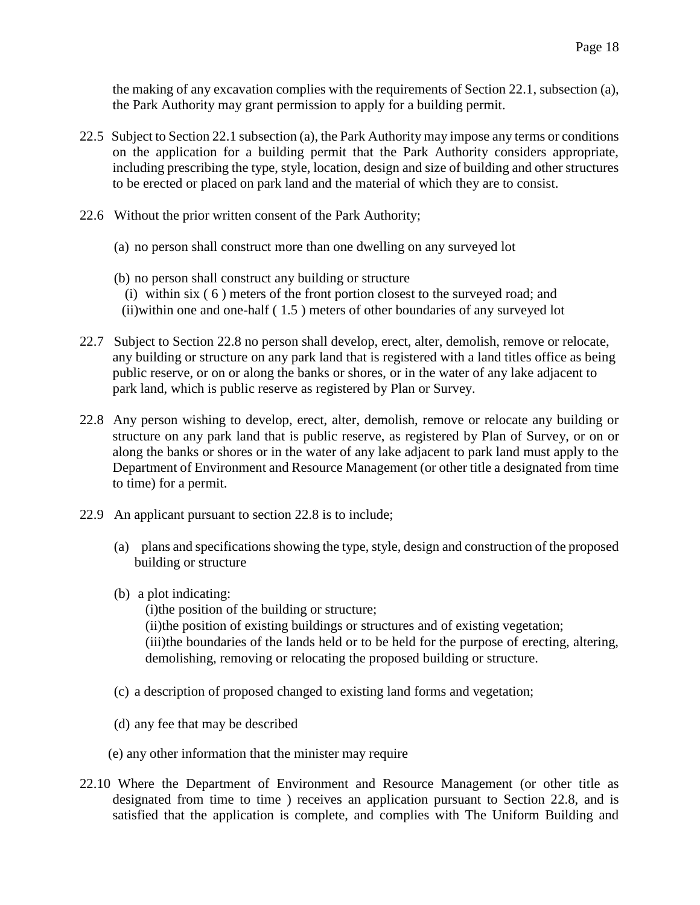the making of any excavation complies with the requirements of Section 22.1, subsection (a), the Park Authority may grant permission to apply for a building permit.

22.5 Subject to Section 22.1 subsection (a), the Park Authority may impose any terms or conditions on the application for a building permit that the Park Authority considers appropriate, including prescribing the type, style, location, design and size of building and other structures to be erected or placed on park land and the material of which they are to consist.

22.6 Without the prior written consent of the Park Authority;

(a) no person shall construct more than one dwelling on any surveyed lot

(b) no person shall construct any building or structure
(i) within six ( 6 ) meters of the front portion closest to the surveyed road; and
(ii)within one and one-half ( 1.5 ) meters of other boundaries of any surveyed lot

22.7 Subject to Section 22.8 no person shall develop, erect, alter, demolish, remove or relocate, any building or structure on any park land that is registered with a land titles office as being public reserve, or on or along the banks or shores, or in the water of any lake adjacent to park land, which is public reserve as registered by Plan or Survey.

22.8 Any person wishing to develop, erect, alter, demolish, remove or relocate any building or structure on any park land that is public reserve, as registered by Plan of Survey, or on or along the banks or shores or in the water of any lake adjacent to park land must apply to the Department of Environment and Resource Management (or other title a designated from time to time) for a permit.

22.9 An applicant pursuant to section 22.8 is to include;

(a) plans and specifications showing the type, style, design and construction of the proposed building or structure

(b) a plot indicating:
(i)the position of the building or structure;
(ii)the position of existing buildings or structures and of existing vegetation;
(iii)the boundaries of the lands held or to be held for the purpose of erecting, altering, demolishing, removing or relocating the proposed building or structure.

(c) a description of proposed changed to existing land forms and vegetation;

(d) any fee that may be described

(e) any other information that the minister may require

22.10 Where the Department of Environment and Resource Management (or other title as designated from time to time ) receives an application pursuant to Section 22.8, and is satisfied that the application is complete, and complies with The Uniform Building and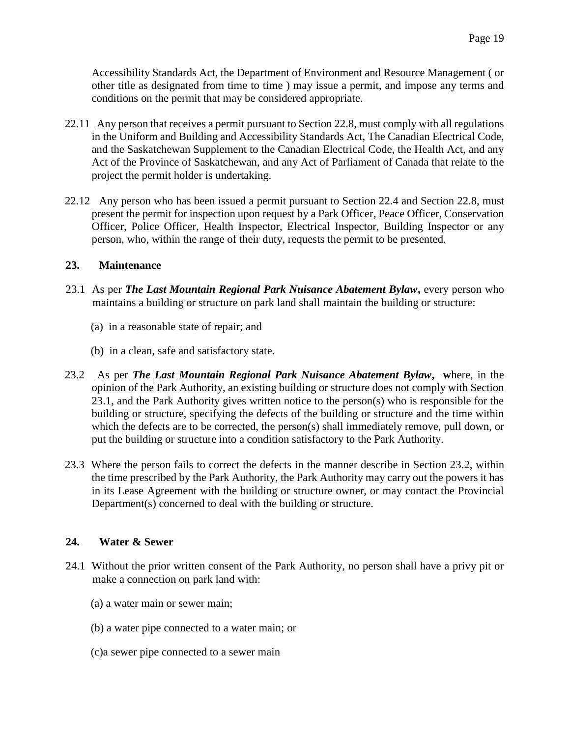Accessibility Standards Act, the Department of Environment and Resource Management ( or other title as designated from time to time ) may issue a permit, and impose any terms and conditions on the permit that may be considered appropriate.

22.11 Any person that receives a permit pursuant to Section 22.8, must comply with all regulations in the Uniform and Building and Accessibility Standards Act, The Canadian Electrical Code, and the Saskatchewan Supplement to the Canadian Electrical Code, the Health Act, and any Act of the Province of Saskatchewan, and any Act of Parliament of Canada that relate to the project the permit holder is undertaking.

22.12 Any person who has been issued a permit pursuant to Section 22.4 and Section 22.8, must present the permit for inspection upon request by a Park Officer, Peace Officer, Conservation Officer, Police Officer, Health Inspector, Electrical Inspector, Building Inspector or any person, who, within the range of their duty, requests the permit to be presented.

## 23. Maintenance

23.1 As per ***The Last Mountain Regional Park Nuisance Abatement Bylaw*****,** every person who maintains a building or structure on park land shall maintain the building or structure:

(a) in a reasonable state of repair; and

(b) in a clean, safe and satisfactory state.

23.2 As per ***The Last Mountain Regional Park Nuisance Abatement Bylaw*****, w**here, in the opinion of the Park Authority, an existing building or structure does not comply with Section 23.1, and the Park Authority gives written notice to the person(s) who is responsible for the building or structure, specifying the defects of the building or structure and the time within which the defects are to be corrected, the person(s) shall immediately remove, pull down, or put the building or structure into a condition satisfactory to the Park Authority.

23.3 Where the person fails to correct the defects in the manner describe in Section 23.2, within the time prescribed by the Park Authority, the Park Authority may carry out the powers it has in its Lease Agreement with the building or structure owner, or may contact the Provincial Department(s) concerned to deal with the building or structure.

## 24. Water & Sewer

24.1 Without the prior written consent of the Park Authority, no person shall have a privy pit or make a connection on park land with:

(a) a water main or sewer main;

(b) a water pipe connected to a water main; or

(c)a sewer pipe connected to a sewer main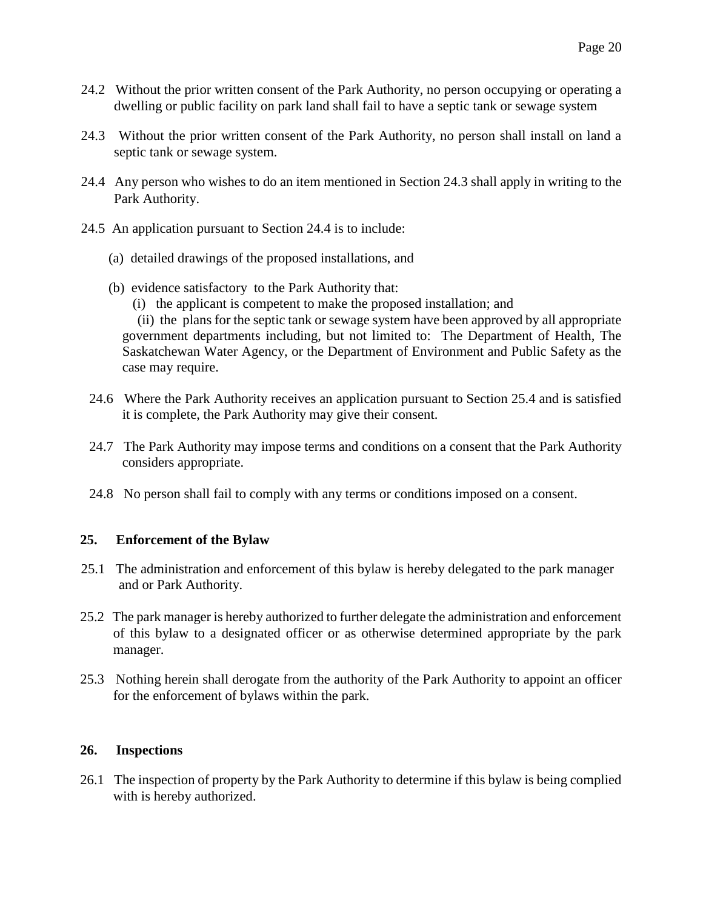24.2 Without the prior written consent of the Park Authority, no person occupying or operating a dwelling or public facility on park land shall fail to have a septic tank or sewage system

24.3 Without the prior written consent of the Park Authority, no person shall install on land a septic tank or sewage system.

24.4 Any person who wishes to do an item mentioned in Section 24.3 shall apply in writing to the Park Authority.

24.5 An application pursuant to Section 24.4 is to include:

(a) detailed drawings of the proposed installations, and

(b) evidence satisfactory to the Park Authority that:

(i) the applicant is competent to make the proposed installation; and

(ii) the plans for the septic tank or sewage system have been approved by all appropriate government departments including, but not limited to: The Department of Health, The Saskatchewan Water Agency, or the Department of Environment and Public Safety as the case may require.

24.6 Where the Park Authority receives an application pursuant to Section 25.4 and is satisfied it is complete, the Park Authority may give their consent.

24.7 The Park Authority may impose terms and conditions on a consent that the Park Authority considers appropriate.

24.8 No person shall fail to comply with any terms or conditions imposed on a consent.

## 25. Enforcement of the Bylaw

25.1 The administration and enforcement of this bylaw is hereby delegated to the park manager and or Park Authority.

25.2 The park manager is hereby authorized to further delegate the administration and enforcement of this bylaw to a designated officer or as otherwise determined appropriate by the park manager.

25.3 Nothing herein shall derogate from the authority of the Park Authority to appoint an officer for the enforcement of bylaws within the park.

## 26. Inspections

26.1 The inspection of property by the Park Authority to determine if this bylaw is being complied with is hereby authorized.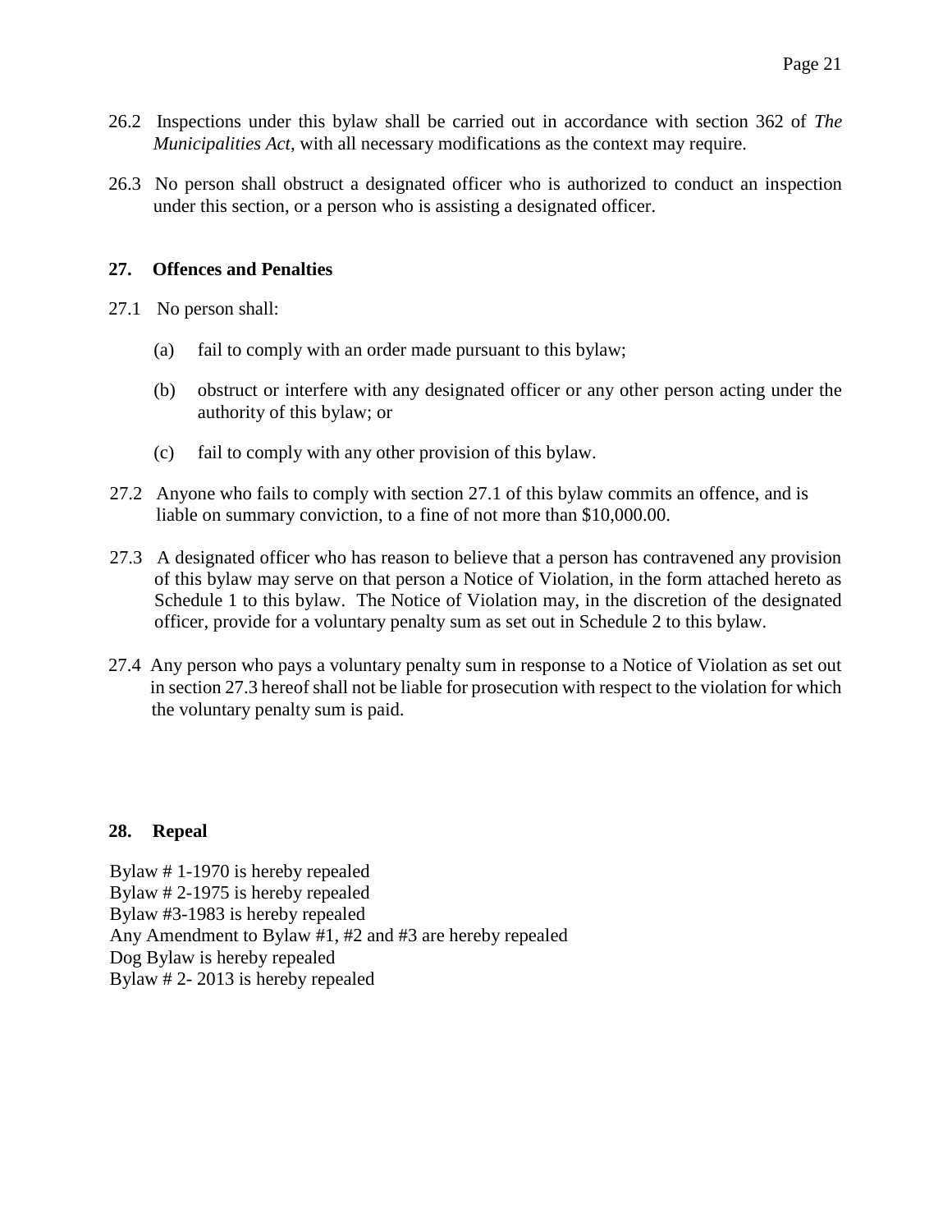26.2 Inspections under this bylaw shall be carried out in accordance with section 362 of *The Municipalities Act*, with all necessary modifications as the context may require.

26.3 No person shall obstruct a designated officer who is authorized to conduct an inspection under this section, or a person who is assisting a designated officer.

## 27. Offences and Penalties

27.1 No person shall:

(a) fail to comply with an order made pursuant to this bylaw;

(b) obstruct or interfere with any designated officer or any other person acting under the authority of this bylaw; or

(c) fail to comply with any other provision of this bylaw.

27.2 Anyone who fails to comply with section 27.1 of this bylaw commits an offence, and is liable on summary conviction, to a fine of not more than $10,000.00.

27.3 A designated officer who has reason to believe that a person has contravened any provision of this bylaw may serve on that person a Notice of Violation, in the form attached hereto as Schedule 1 to this bylaw. The Notice of Violation may, in the discretion of the designated officer, provide for a voluntary penalty sum as set out in Schedule 2 to this bylaw.

27.4 Any person who pays a voluntary penalty sum in response to a Notice of Violation as set out in section 27.3 hereof shall not be liable for prosecution with respect to the violation for which the voluntary penalty sum is paid.

## 28. Repeal

Bylaw # 1-1970 is hereby repealed
Bylaw # 2-1975 is hereby repealed
Bylaw #3-1983 is hereby repealed
Any Amendment to Bylaw #1, #2 and #3 are hereby repealed
Dog Bylaw is hereby repealed
Bylaw # 2- 2013 is hereby repealed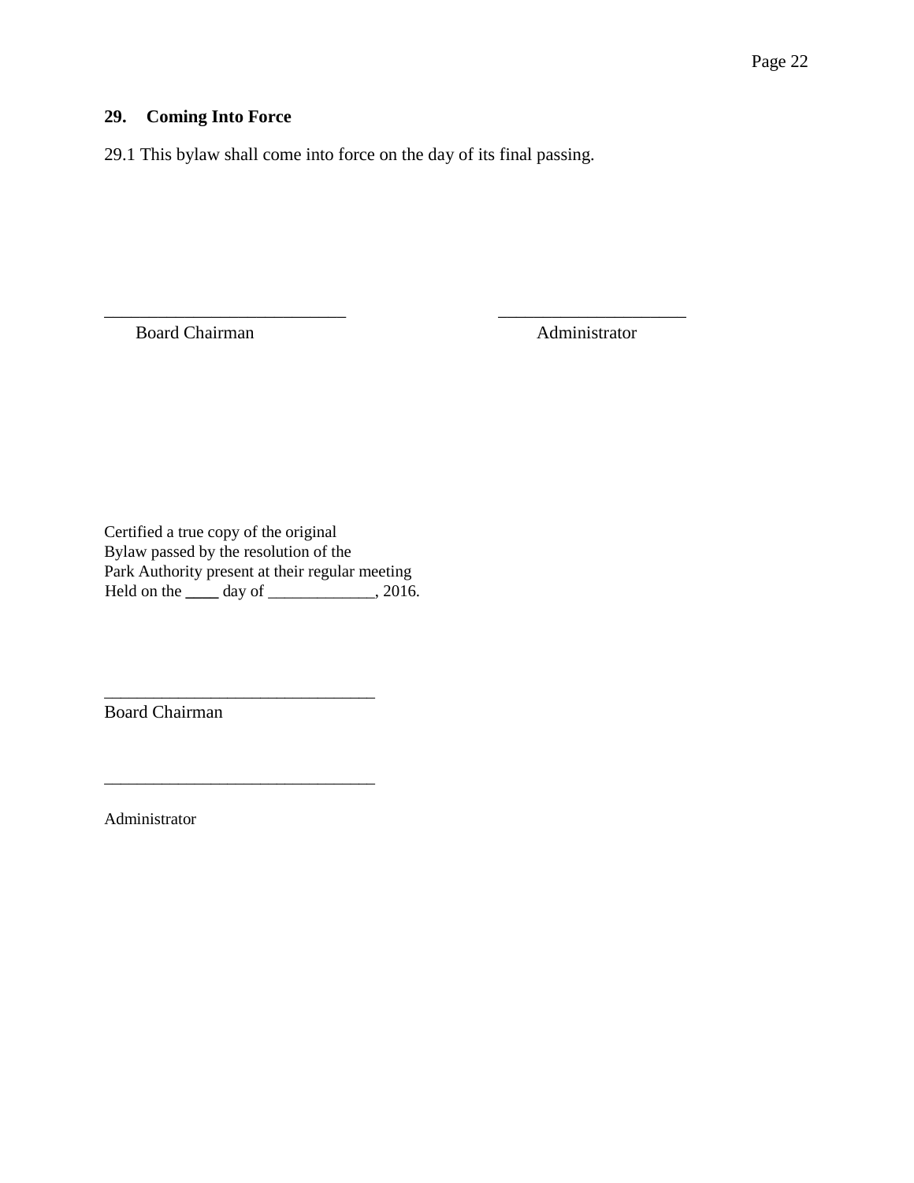## 29. Coming Into Force

29.1 This bylaw shall come into force on the day of its final passing.

___________________________ ______________________

Board Chairman Administrator

Certified a true copy of the original
Bylaw passed by the resolution of the
Park Authority present at their regular meeting
Held on the ____ day of _____________, 2016.

_______________________________

Board Chairman

_______________________________

Administrator